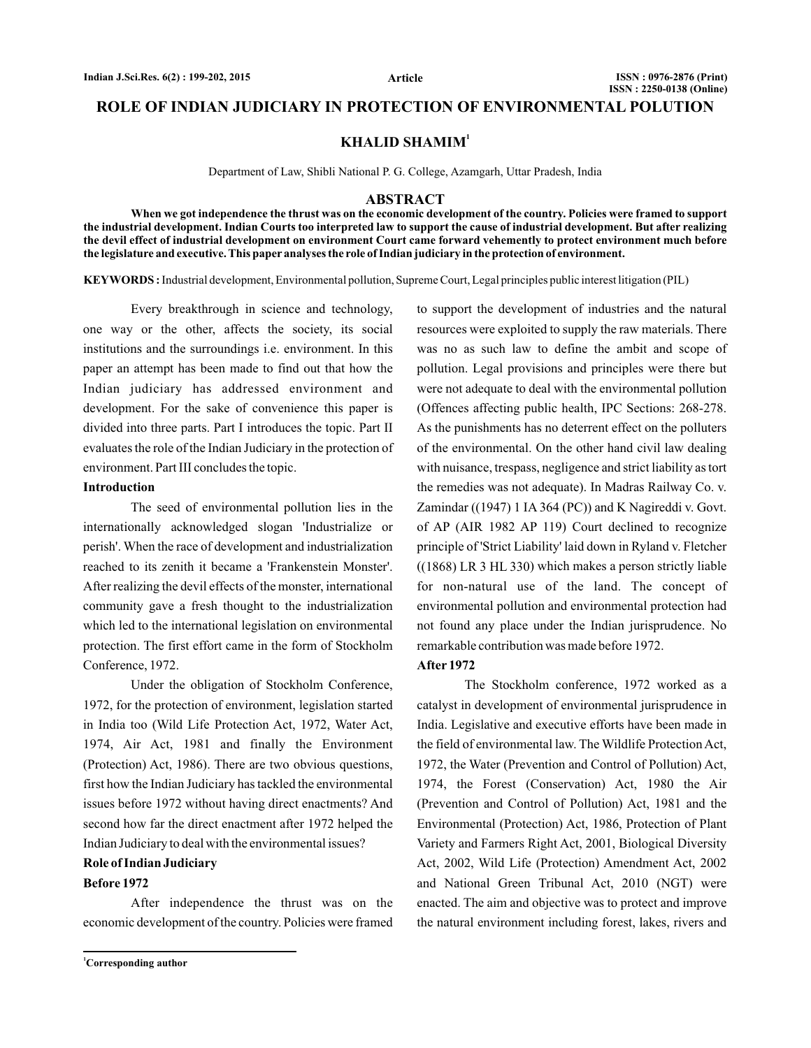# ROLE OF INDIAN JUDICIARY IN PROTECTION OF ENVIRONMENTAL POLUTION

**KHALID SHAMIM**[1]

Department of Law, Shibli National P. G. College, Azamgarh, Uttar Pradesh, India

## ABSTRACT

**When we got independence the thrust was on the economic development of the country. Policies were framed to support the industrial development. Indian Courts too interpreted law to support the cause of industrial development. But after realizing the devil effect of industrial development on environment Court came forward vehemently to protect environment much before the legislature and executive. This paper analyses the role of Indian judiciary in the protection of environment.**

**KEYWORDS :** Industrial development, Environmental pollution, Supreme Court, Legal principles public interest litigation (PIL)

Every breakthrough in science and technology, one way or the other, affects the society, its social institutions and the surroundings i.e. environment. In this paper an attempt has been made to find out that how the Indian judiciary has addressed environment and development. For the sake of convenience this paper is divided into three parts. Part I introduces the topic. Part II evaluates the role of the Indian Judiciary in the protection of environment. Part III concludes the topic.

### Introduction

The seed of environmental pollution lies in the internationally acknowledged slogan 'Industrialize or perish'. When the race of development and industrialization reached to its zenith it became a 'Frankenstein Monster'. After realizing the devil effects of the monster, international community gave a fresh thought to the industrialization which led to the international legislation on environmental protection. The first effort came in the form of Stockholm Conference, 1972.

Under the obligation of Stockholm Conference, 1972, for the protection of environment, legislation started in India too (Wild Life Protection Act, 1972, Water Act, 1974, Air Act, 1981 and finally the Environment (Protection) Act, 1986). There are two obvious questions, first how the Indian Judiciary has tackled the environmental issues before 1972 without having direct enactments? And second how far the direct enactment after 1972 helped the Indian Judiciary to deal with the environmental issues?

### Role of Indian Judiciary

### Before 1972

After independence the thrust was on the economic development of the country. Policies were framed to support the development of industries and the natural resources were exploited to supply the raw materials. There was no as such law to define the ambit and scope of pollution. Legal provisions and principles were there but were not adequate to deal with the environmental pollution (Offences affecting public health, IPC Sections: 268-278. As the punishments has no deterrent effect on the polluters of the environmental. On the other hand civil law dealing with nuisance, trespass, negligence and strict liability as tort the remedies was not adequate). In Madras Railway Co. v. Zamindar ((1947) 1 IA 364 (PC)) and K Nagireddi v. Govt. of AP (AIR 1982 AP 119) Court declined to recognize principle of 'Strict Liability' laid down in Ryland v. Fletcher ((1868) LR 3 HL 330) which makes a person strictly liable for non-natural use of the land. The concept of environmental pollution and environmental protection had not found any place under the Indian jurisprudence. No remarkable contribution was made before 1972.

### After 1972

The Stockholm conference, 1972 worked as a catalyst in development of environmental jurisprudence in India. Legislative and executive efforts have been made in the field of environmental law. The Wildlife Protection Act, 1972, the Water (Prevention and Control of Pollution) Act, 1974, the Forest (Conservation) Act, 1980 the Air (Prevention and Control of Pollution) Act, 1981 and the Environmental (Protection) Act, 1986, Protection of Plant Variety and Farmers Right Act, 2001, Biological Diversity Act, 2002, Wild Life (Protection) Amendment Act, 2002 and National Green Tribunal Act, 2010 (NGT) were enacted. The aim and objective was to protect and improve the natural environment including forest, lakes, rivers and

[1]**Corresponding author**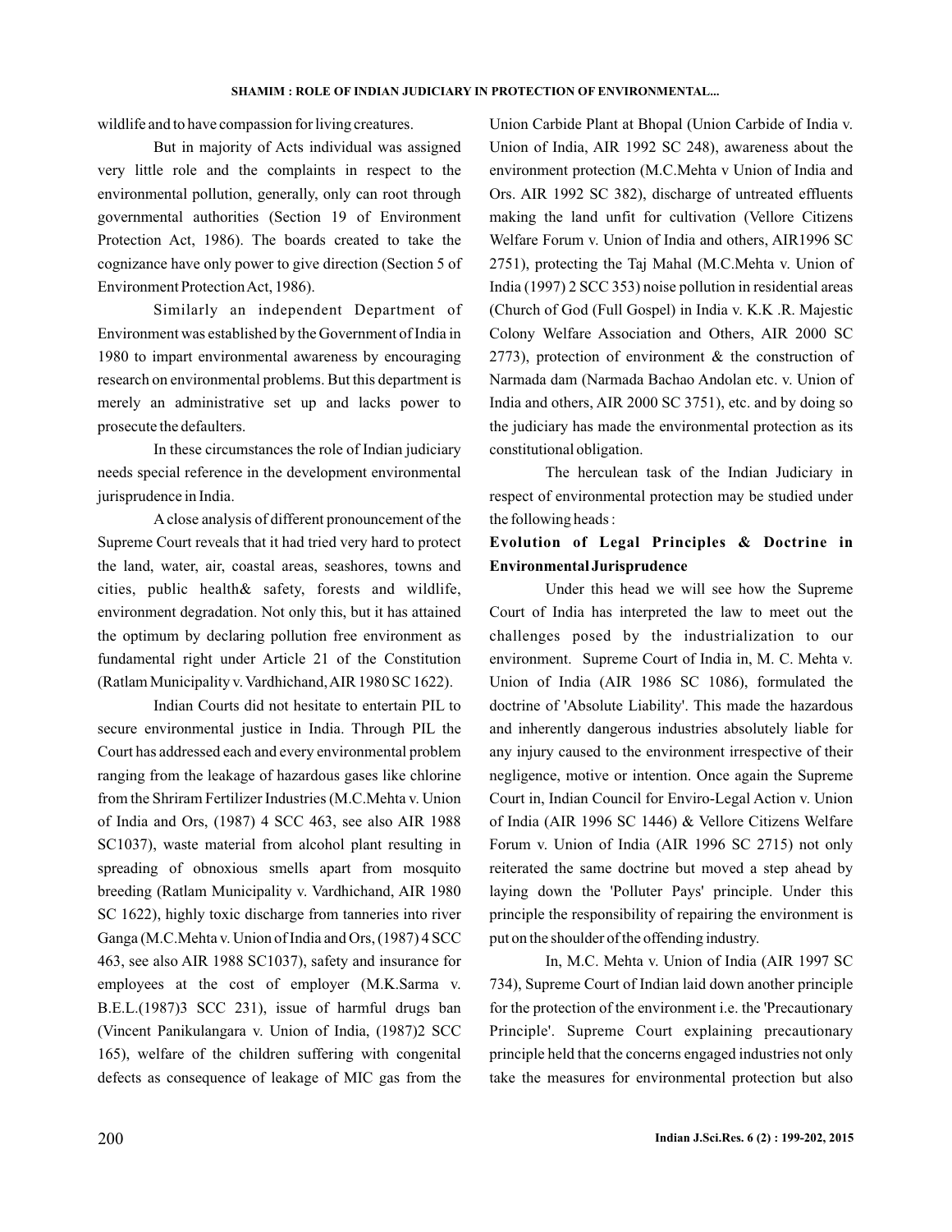wildlife and to have compassion for living creatures.

But in majority of Acts individual was assigned very little role and the complaints in respect to the environmental pollution, generally, only can root through governmental authorities (Section 19 of Environment Protection Act, 1986). The boards created to take the cognizance have only power to give direction (Section 5 of Environment Protection Act, 1986).

Similarly an independent Department of Environment was established by the Government of India in 1980 to impart environmental awareness by encouraging research on environmental problems. But this department is merely an administrative set up and lacks power to prosecute the defaulters.

In these circumstances the role of Indian judiciary needs special reference in the development environmental jurisprudence in India.

A close analysis of different pronouncement of the Supreme Court reveals that it had tried very hard to protect the land, water, air, coastal areas, seashores, towns and cities, public health& safety, forests and wildlife, environment degradation. Not only this, but it has attained the optimum by declaring pollution free environment as fundamental right under Article 21 of the Constitution (Ratlam Municipality v. Vardhichand, AIR 1980 SC 1622).

Indian Courts did not hesitate to entertain PIL to secure environmental justice in India. Through PIL the Court has addressed each and every environmental problem ranging from the leakage of hazardous gases like chlorine from the Shriram Fertilizer Industries (M.C.Mehta v. Union of India and Ors, (1987) 4 SCC 463, see also AIR 1988 SC1037), waste material from alcohol plant resulting in spreading of obnoxious smells apart from mosquito breeding (Ratlam Municipality v. Vardhichand, AIR 1980 SC 1622), highly toxic discharge from tanneries into river Ganga (M.C.Mehta v. Union of India and Ors, (1987) 4 SCC 463, see also AIR 1988 SC1037), safety and insurance for employees at the cost of employer (M.K.Sarma v. B.E.L.(1987)3 SCC 231), issue of harmful drugs ban (Vincent Panikulangara v. Union of India, (1987)2 SCC 165), welfare of the children suffering with congenital defects as consequence of leakage of MIC gas from the Union Carbide Plant at Bhopal (Union Carbide of India v. Union of India, AIR 1992 SC 248), awareness about the environment protection (M.C.Mehta v Union of India and Ors. AIR 1992 SC 382), discharge of untreated effluents making the land unfit for cultivation (Vellore Citizens Welfare Forum v. Union of India and others, AIR1996 SC 2751), protecting the Taj Mahal (M.C.Mehta v. Union of India (1997) 2 SCC 353) noise pollution in residential areas (Church of God (Full Gospel) in India v. K.K .R. Majestic Colony Welfare Association and Others, AIR 2000 SC 2773), protection of environment & the construction of Narmada dam (Narmada Bachao Andolan etc. v. Union of India and others, AIR 2000 SC 3751), etc. and by doing so the judiciary has made the environmental protection as its constitutional obligation.

The herculean task of the Indian Judiciary in respect of environmental protection may be studied under the following heads :

## Evolution of Legal Principles & Doctrine in Environmental Jurisprudence

Under this head we will see how the Supreme Court of India has interpreted the law to meet out the challenges posed by the industrialization to our environment. Supreme Court of India in, M. C. Mehta v. Union of India (AIR 1986 SC 1086), formulated the doctrine of 'Absolute Liability'. This made the hazardous and inherently dangerous industries absolutely liable for any injury caused to the environment irrespective of their negligence, motive or intention. Once again the Supreme Court in, Indian Council for Enviro-Legal Action v. Union of India (AIR 1996 SC 1446) & Vellore Citizens Welfare Forum v. Union of India (AIR 1996 SC 2715) not only reiterated the same doctrine but moved a step ahead by laying down the 'Polluter Pays' principle. Under this principle the responsibility of repairing the environment is put on the shoulder of the offending industry.

In, M.C. Mehta v. Union of India (AIR 1997 SC 734), Supreme Court of Indian laid down another principle for the protection of the environment i.e. the 'Precautionary Principle'. Supreme Court explaining precautionary principle held that the concerns engaged industries not only take the measures for environmental protection but also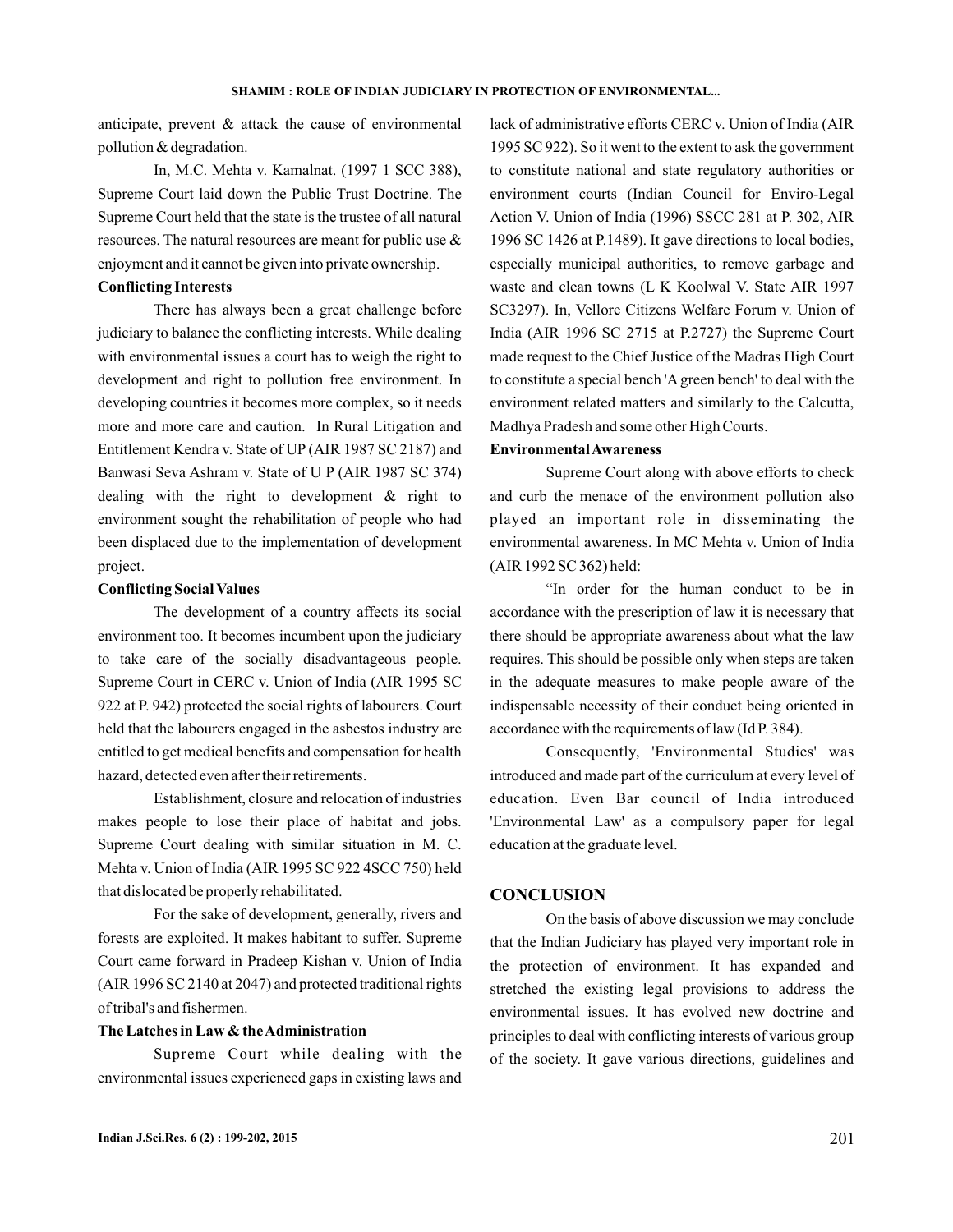anticipate, prevent & attack the cause of environmental pollution & degradation.

In, M.C. Mehta v. Kamalnat. (1997 1 SCC 388), Supreme Court laid down the Public Trust Doctrine. The Supreme Court held that the state is the trustee of all natural resources. The natural resources are meant for public use & enjoyment and it cannot be given into private ownership.

**Conflicting Interests**

There has always been a great challenge before judiciary to balance the conflicting interests. While dealing with environmental issues a court has to weigh the right to development and right to pollution free environment. In developing countries it becomes more complex, so it needs more and more care and caution. In Rural Litigation and Entitlement Kendra v. State of UP (AIR 1987 SC 2187) and Banwasi Seva Ashram v. State of U P (AIR 1987 SC 374) dealing with the right to development & right to environment sought the rehabilitation of people who had been displaced due to the implementation of development project.

**Conflicting Social Values**

The development of a country affects its social environment too. It becomes incumbent upon the judiciary to take care of the socially disadvantageous people. Supreme Court in CERC v. Union of India (AIR 1995 SC 922 at P. 942) protected the social rights of labourers. Court held that the labourers engaged in the asbestos industry are entitled to get medical benefits and compensation for health hazard, detected even after their retirements.

Establishment, closure and relocation of industries makes people to lose their place of habitat and jobs. Supreme Court dealing with similar situation in M. C. Mehta v. Union of India (AIR 1995 SC 922 4SCC 750) held that dislocated be properly rehabilitated.

For the sake of development, generally, rivers and forests are exploited. It makes habitant to suffer. Supreme Court came forward in Pradeep Kishan v. Union of India (AIR 1996 SC 2140 at 2047) and protected traditional rights of tribal's and fishermen.

**The Latches in Law & the Administration**

Supreme Court while dealing with the environmental issues experienced gaps in existing laws and lack of administrative efforts CERC v. Union of India (AIR 1995 SC 922). So it went to the extent to ask the government to constitute national and state regulatory authorities or environment courts (Indian Council for Enviro-Legal Action V. Union of India (1996) SSCC 281 at P. 302, AIR 1996 SC 1426 at P.1489). It gave directions to local bodies, especially municipal authorities, to remove garbage and waste and clean towns (L K Koolwal V. State AIR 1997 SC3297). In, Vellore Citizens Welfare Forum v. Union of India (AIR 1996 SC 2715 at P.2727) the Supreme Court made request to the Chief Justice of the Madras High Court to constitute a special bench 'A green bench' to deal with the environment related matters and similarly to the Calcutta, Madhya Pradesh and some other High Courts.

**Environmental Awareness**

Supreme Court along with above efforts to check and curb the menace of the environment pollution also played an important role in disseminating the environmental awareness. In MC Mehta v. Union of India (AIR 1992 SC 362) held:

"In order for the human conduct to be in accordance with the prescription of law it is necessary that there should be appropriate awareness about what the law requires. This should be possible only when steps are taken in the adequate measures to make people aware of the indispensable necessity of their conduct being oriented in accordance with the requirements of law (Id P. 384).

Consequently, 'Environmental Studies' was introduced and made part of the curriculum at every level of education. Even Bar council of India introduced 'Environmental Law' as a compulsory paper for legal education at the graduate level.

## CONCLUSION

On the basis of above discussion we may conclude that the Indian Judiciary has played very important role in the protection of environment. It has expanded and stretched the existing legal provisions to address the environmental issues. It has evolved new doctrine and principles to deal with conflicting interests of various group of the society. It gave various directions, guidelines and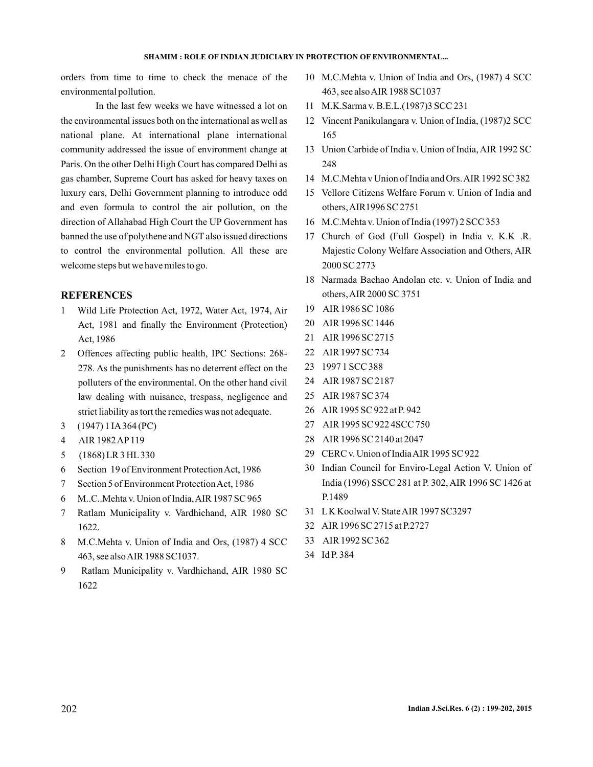orders from time to time to check the menace of the environmental pollution.

In the last few weeks we have witnessed a lot on the environmental issues both on the international as well as national plane. At international plane international community addressed the issue of environment change at Paris. On the other Delhi High Court has compared Delhi as gas chamber, Supreme Court has asked for heavy taxes on luxury cars, Delhi Government planning to introduce odd and even formula to control the air pollution, on the direction of Allahabad High Court the UP Government has banned the use of polythene and NGT also issued directions to control the environmental pollution. All these are welcome steps but we have miles to go.

## REFERENCES

1 Wild Life Protection Act, 1972, Water Act, 1974, Air Act, 1981 and finally the Environment (Protection) Act, 1986

2 Offences affecting public health, IPC Sections: 268-278. As the punishments has no deterrent effect on the polluters of the environmental. On the other hand civil law dealing with nuisance, trespass, negligence and strict liability as tort the remedies was not adequate.

3 (1947) 1 IA 364 (PC)

4 AIR 1982 AP 119

5 (1868) LR 3 HL 330

6 Section 19 of Environment Protection Act, 1986

7 Section 5 of Environment Protection Act, 1986

6 M..C..Mehta v. Union of India, AIR 1987 SC 965

7 Ratlam Municipality v. Vardhichand, AIR 1980 SC 1622.

8 M.C.Mehta v. Union of India and Ors, (1987) 4 SCC 463, see also AIR 1988 SC1037.

9 Ratlam Municipality v. Vardhichand, AIR 1980 SC 1622

10 M.C.Mehta v. Union of India and Ors, (1987) 4 SCC 463, see also AIR 1988 SC1037

11 M.K.Sarma v. B.E.L.(1987)3 SCC 231

12 Vincent Panikulangara v. Union of India, (1987)2 SCC 165

13 Union Carbide of India v. Union of India, AIR 1992 SC 248

14 M.C.Mehta v Union of India and Ors. AIR 1992 SC 382

15 Vellore Citizens Welfare Forum v. Union of India and others, AIR1996 SC 2751

16 M.C.Mehta v. Union of India (1997) 2 SCC 353

17 Church of God (Full Gospel) in India v. K.K .R. Majestic Colony Welfare Association and Others, AIR 2000 SC 2773

18 Narmada Bachao Andolan etc. v. Union of India and others, AIR 2000 SC 3751

19 AIR 1986 SC 1086

20 AIR 1996 SC 1446

21 AIR 1996 SC 2715

22 AIR 1997 SC 734

23 1997 1 SCC 388

24 AIR 1987 SC 2187

25 AIR 1987 SC 374

26 AIR 1995 SC 922 at P. 942

27 AIR 1995 SC 922 4SCC 750

28 AIR 1996 SC 2140 at 2047

29 CERC v. Union of India AIR 1995 SC 922

30 Indian Council for Enviro-Legal Action V. Union of India (1996) SSCC 281 at P. 302, AIR 1996 SC 1426 at P.1489

31 L K Koolwal V. State AIR 1997 SC3297

32 AIR 1996 SC 2715 at P.2727

33 AIR 1992 SC 362

34 Id P. 384